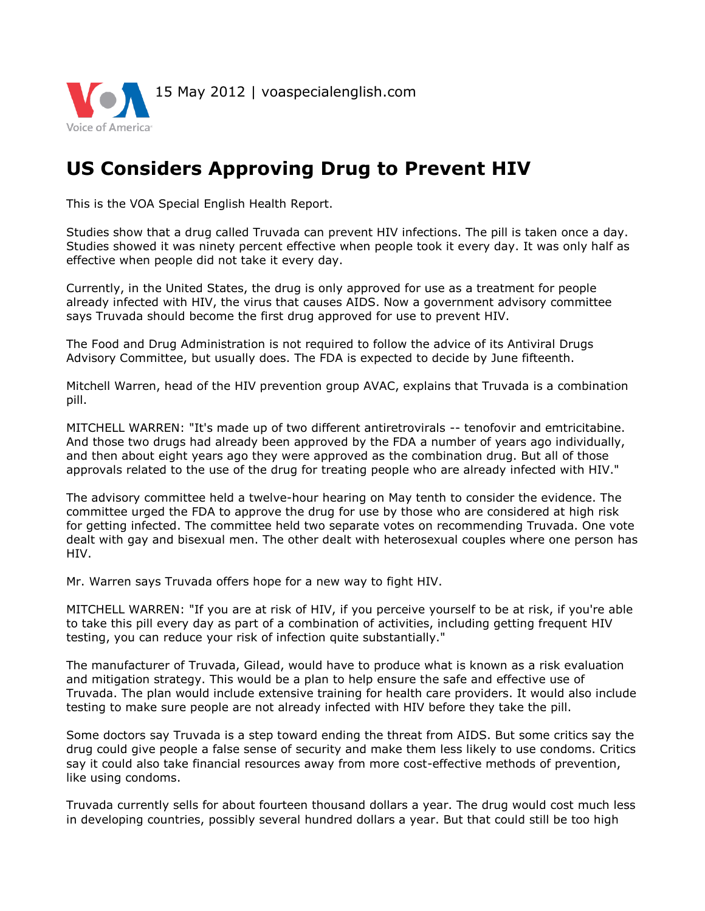15 May 2012 | voaspecialenglish.com

# US Considers Approving Drug to Prevent HIV

This is the VOA Special English Health Report.

Studies show that a drug called Truvada can prevent HIV infections. The pill is taken once a day. Studies showed it was ninety percent effective when people took it every day. It was only half as effective when people did not take it every day.

Currently, in the United States, the drug is only approved for use as a treatment for people already infected with HIV, the virus that causes AIDS. Now a government advisory committee says Truvada should become the first drug approved for use to prevent HIV.

The Food and Drug Administration is not required to follow the advice of its Antiviral Drugs Advisory Committee, but usually does. The FDA is expected to decide by June fifteenth.

Mitchell Warren, head of the HIV prevention group AVAC, explains that Truvada is a combination pill.

MITCHELL WARREN: "It's made up of two different antiretrovirals -- tenofovir and emtricitabine. And those two drugs had already been approved by the FDA a number of years ago individually, and then about eight years ago they were approved as the combination drug. But all of those approvals related to the use of the drug for treating people who are already infected with HIV."

The advisory committee held a twelve-hour hearing on May tenth to consider the evidence. The committee urged the FDA to approve the drug for use by those who are considered at high risk for getting infected. The committee held two separate votes on recommending Truvada. One vote dealt with gay and bisexual men. The other dealt with heterosexual couples where one person has HIV.

Mr. Warren says Truvada offers hope for a new way to fight HIV.

MITCHELL WARREN: "If you are at risk of HIV, if you perceive yourself to be at risk, if you're able to take this pill every day as part of a combination of activities, including getting frequent HIV testing, you can reduce your risk of infection quite substantially."

The manufacturer of Truvada, Gilead, would have to produce what is known as a risk evaluation and mitigation strategy. This would be a plan to help ensure the safe and effective use of Truvada. The plan would include extensive training for health care providers. It would also include testing to make sure people are not already infected with HIV before they take the pill.

Some doctors say Truvada is a step toward ending the threat from AIDS. But some critics say the drug could give people a false sense of security and make them less likely to use condoms. Critics say it could also take financial resources away from more cost-effective methods of prevention, like using condoms.

Truvada currently sells for about fourteen thousand dollars a year. The drug would cost much less in developing countries, possibly several hundred dollars a year. But that could still be too high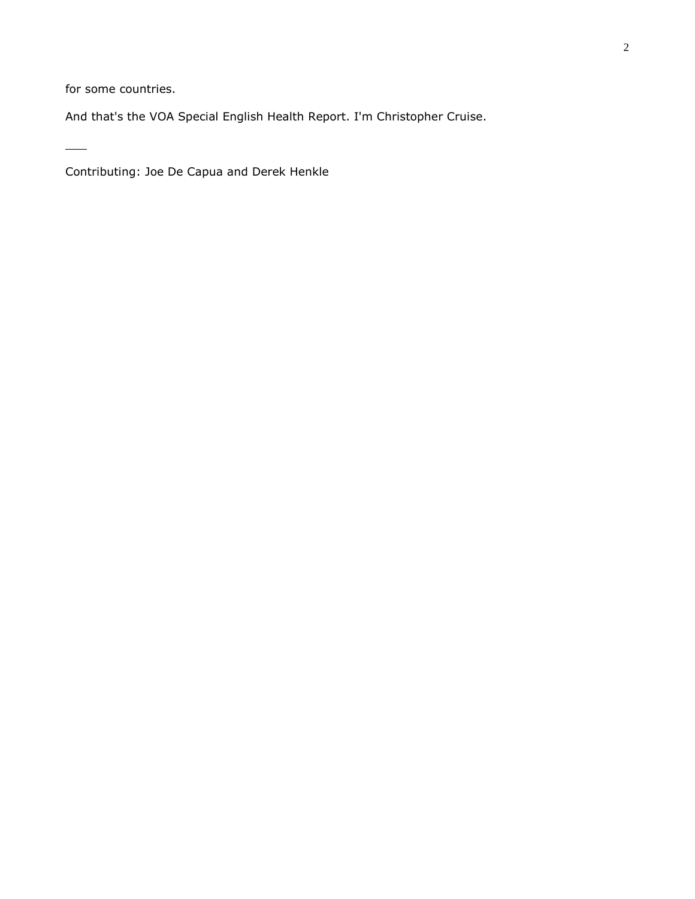for some countries.

And that's the VOA Special English Health Report. I'm Christopher Cruise.

___

Contributing: Joe De Capua and Derek Henkle